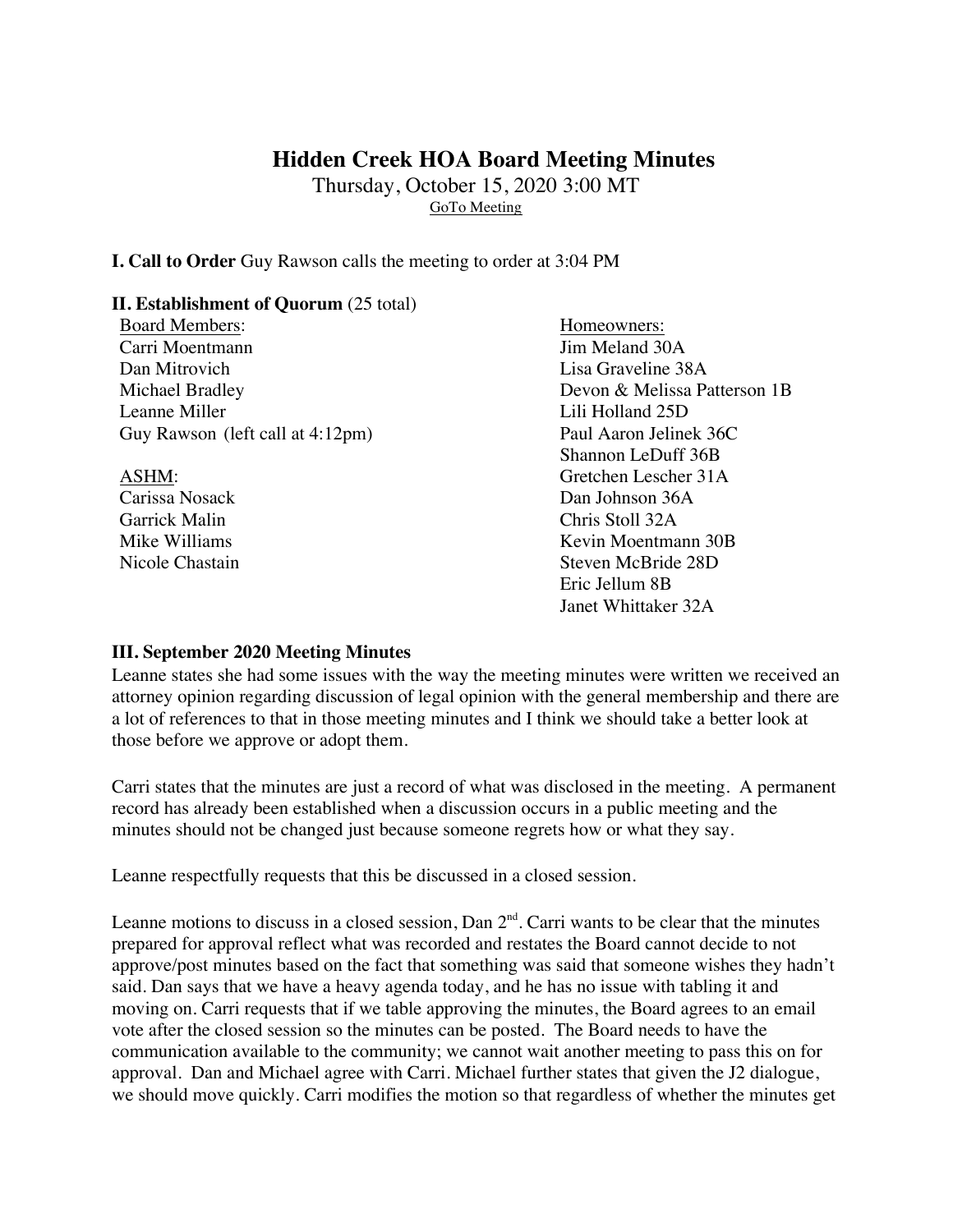# Hidden Creek HOA Board Meeting Minutes

Thursday, October 15, 2020 3:00 MT

GoTo Meeting

**I. Call to Order** Guy Rawson calls the meeting to order at 3:04 PM

**II. Establishment of Quorum** (25 total)

Board Members:
- Carri Moentmann
- Dan Mitrovich
- Michael Bradley
- Leanne Miller
- Guy Rawson (left call at 4:12pm)

ASHM:
- Carissa Nosack
- Garrick Malin
- Mike Williams
- Nicole Chastain

Homeowners:
- Jim Meland 30A
- Lisa Graveline 38A
- Devon & Melissa Patterson 1B
- Lili Holland 25D
- Paul Aaron Jelinek 36C
- Shannon LeDuff 36B
- Gretchen Lescher 31A
- Dan Johnson 36A
- Chris Stoll 32A
- Kevin Moentmann 30B
- Steven McBride 28D
- Eric Jellum 8B
- Janet Whittaker 32A

**III. September 2020 Meeting Minutes**

Leanne states she had some issues with the way the meeting minutes were written we received an attorney opinion regarding discussion of legal opinion with the general membership and there are a lot of references to that in those meeting minutes and I think we should take a better look at those before we approve or adopt them.

Carri states that the minutes are just a record of what was disclosed in the meeting. A permanent record has already been established when a discussion occurs in a public meeting and the minutes should not be changed just because someone regrets how or what they say.

Leanne respectfully requests that this be discussed in a closed session.

Leanne motions to discuss in a closed session, Dan 2nd. Carri wants to be clear that the minutes prepared for approval reflect what was recorded and restates the Board cannot decide to not approve/post minutes based on the fact that something was said that someone wishes they hadn't said. Dan says that we have a heavy agenda today, and he has no issue with tabling it and moving on. Carri requests that if we table approving the minutes, the Board agrees to an email vote after the closed session so the minutes can be posted. The Board needs to have the communication available to the community; we cannot wait another meeting to pass this on for approval. Dan and Michael agree with Carri. Michael further states that given the J2 dialogue, we should move quickly. Carri modifies the motion so that regardless of whether the minutes get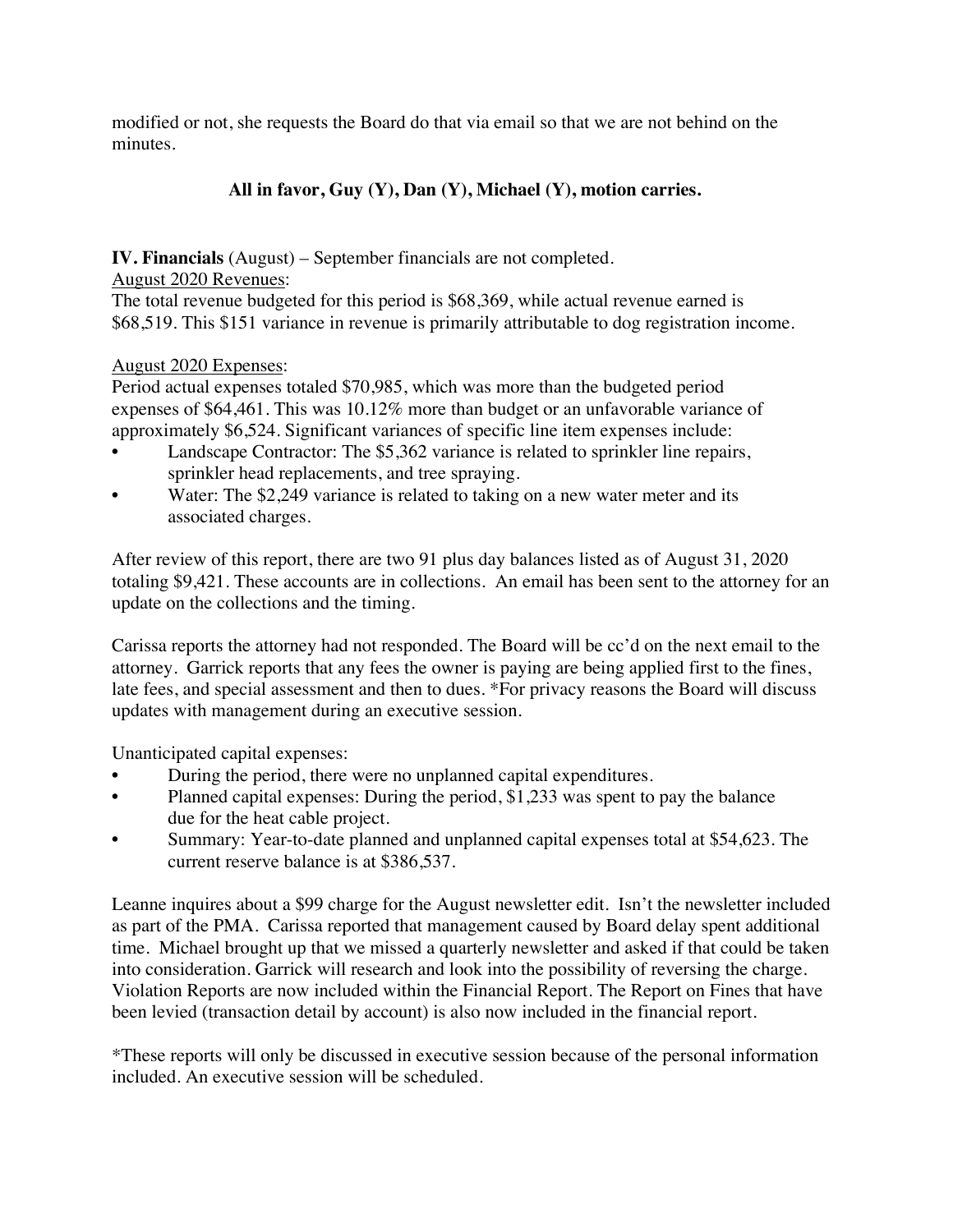modified or not, she requests the Board do that via email so that we are not behind on the minutes.

**All in favor, Guy (Y), Dan (Y), Michael (Y), motion carries.**

**IV. Financials** (August) – September financials are not completed.

August 2020 Revenues:

The total revenue budgeted for this period is $68,369, while actual revenue earned is $68,519. This $151 variance in revenue is primarily attributable to dog registration income.

August 2020 Expenses:

Period actual expenses totaled $70,985, which was more than the budgeted period expenses of $64,461. This was 10.12% more than budget or an unfavorable variance of approximately $6,524. Significant variances of specific line item expenses include:

- Landscape Contractor: The $5,362 variance is related to sprinkler line repairs, sprinkler head replacements, and tree spraying.
- Water: The $2,249 variance is related to taking on a new water meter and its associated charges.

After review of this report, there are two 91 plus day balances listed as of August 31, 2020 totaling $9,421. These accounts are in collections. An email has been sent to the attorney for an update on the collections and the timing.

Carissa reports the attorney had not responded. The Board will be cc'd on the next email to the attorney. Garrick reports that any fees the owner is paying are being applied first to the fines, late fees, and special assessment and then to dues. *For privacy reasons the Board will discuss updates with management during an executive session.

Unanticipated capital expenses:

- During the period, there were no unplanned capital expenditures.
- Planned capital expenses: During the period, $1,233 was spent to pay the balance due for the heat cable project.
- Summary: Year-to-date planned and unplanned capital expenses total at $54,623. The current reserve balance is at $386,537.

Leanne inquires about a $99 charge for the August newsletter edit. Isn't the newsletter included as part of the PMA. Carissa reported that management caused by Board delay spent additional time. Michael brought up that we missed a quarterly newsletter and asked if that could be taken into consideration. Garrick will research and look into the possibility of reversing the charge. Violation Reports are now included within the Financial Report. The Report on Fines that have been levied (transaction detail by account) is also now included in the financial report.

*These reports will only be discussed in executive session because of the personal information included. An executive session will be scheduled.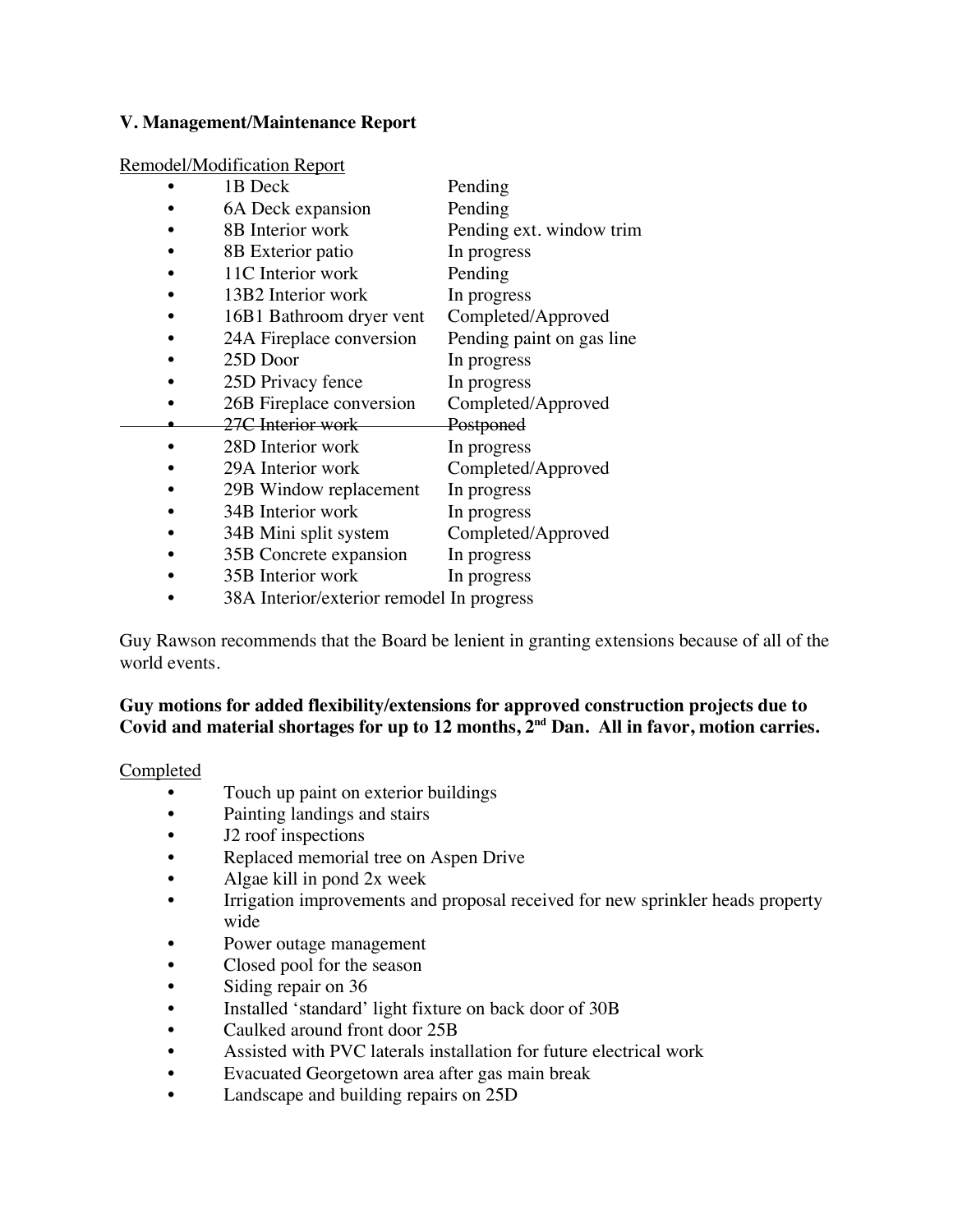### V. Management/Maintenance Report

<u>Remodel/Modification Report</u>

- 1B Deck — Pending
- 6A Deck expansion — Pending
- 8B Interior work — Pending ext. window trim
- 8B Exterior patio — In progress
- 11C Interior work — Pending
- 13B2 Interior work — In progress
- 16B1 Bathroom dryer vent — Completed/Approved
- 24A Fireplace conversion — Pending paint on gas line
- 25D Door — In progress
- 25D Privacy fence — In progress
- 26B Fireplace conversion — Completed/Approved
- ~~27C Interior work — Postponed~~
- 28D Interior work — In progress
- 29A Interior work — Completed/Approved
- 29B Window replacement — In progress
- 34B Interior work — In progress
- 34B Mini split system — Completed/Approved
- 35B Concrete expansion — In progress
- 35B Interior work — In progress
- 38A Interior/exterior remodel In progress

Guy Rawson recommends that the Board be lenient in granting extensions because of all of the world events.

**Guy motions for added flexibility/extensions for approved construction projects due to Covid and material shortages for up to 12 months, 2nd Dan. All in favor, motion carries.**

<u>Completed</u>

- Touch up paint on exterior buildings
- Painting landings and stairs
- J2 roof inspections
- Replaced memorial tree on Aspen Drive
- Algae kill in pond 2x week
- Irrigation improvements and proposal received for new sprinkler heads property wide
- Power outage management
- Closed pool for the season
- Siding repair on 36
- Installed 'standard' light fixture on back door of 30B
- Caulked around front door 25B
- Assisted with PVC laterals installation for future electrical work
- Evacuated Georgetown area after gas main break
- Landscape and building repairs on 25D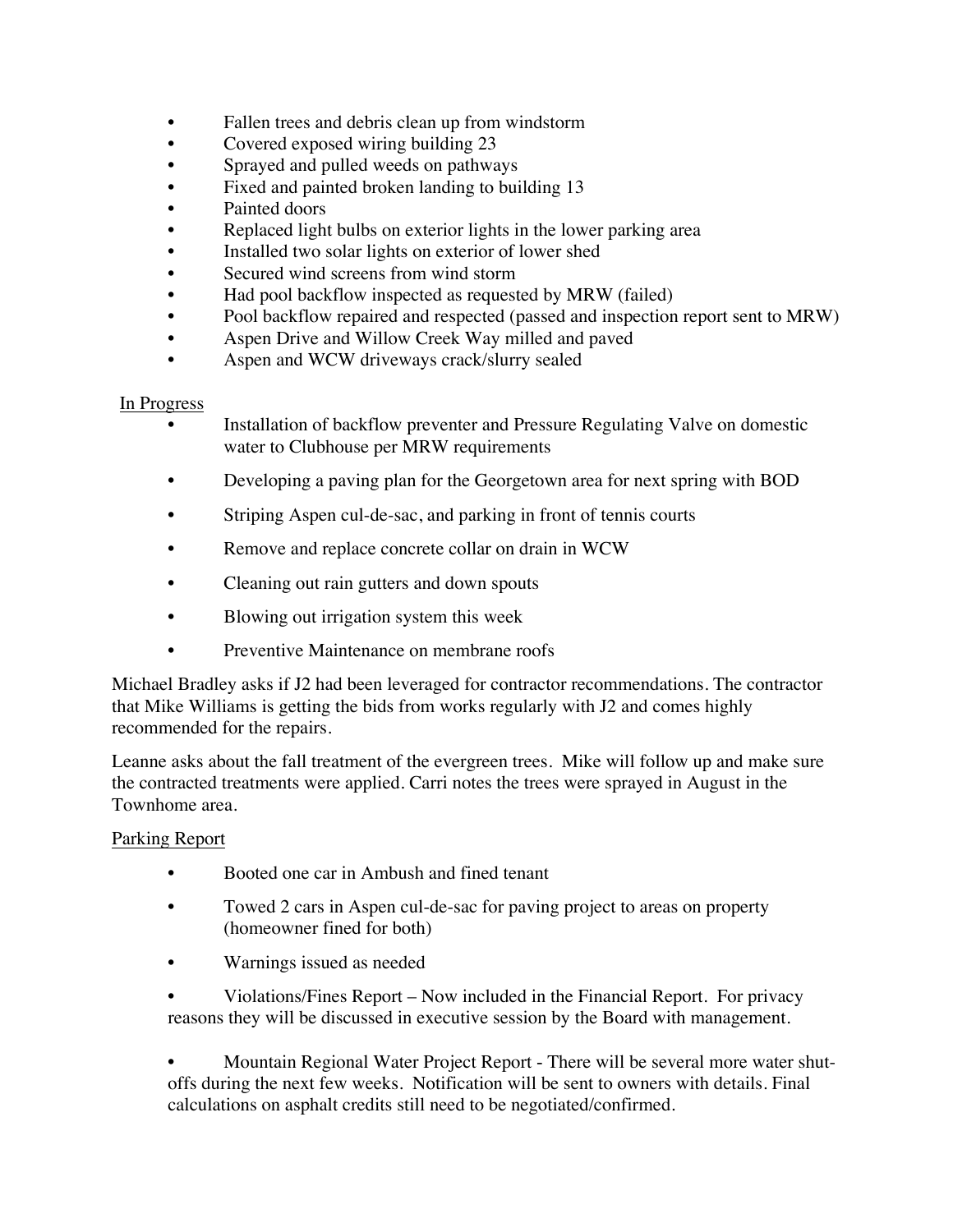- Fallen trees and debris clean up from windstorm
- Covered exposed wiring building 23
- Sprayed and pulled weeds on pathways
- Fixed and painted broken landing to building 13
- Painted doors
- Replaced light bulbs on exterior lights in the lower parking area
- Installed two solar lights on exterior of lower shed
- Secured wind screens from wind storm
- Had pool backflow inspected as requested by MRW (failed)
- Pool backflow repaired and respected (passed and inspection report sent to MRW)
- Aspen Drive and Willow Creek Way milled and paved
- Aspen and WCW driveways crack/slurry sealed

In Progress

- Installation of backflow preventer and Pressure Regulating Valve on domestic water to Clubhouse per MRW requirements
- Developing a paving plan for the Georgetown area for next spring with BOD
- Striping Aspen cul-de-sac, and parking in front of tennis courts
- Remove and replace concrete collar on drain in WCW
- Cleaning out rain gutters and down spouts
- Blowing out irrigation system this week
- Preventive Maintenance on membrane roofs

Michael Bradley asks if J2 had been leveraged for contractor recommendations. The contractor that Mike Williams is getting the bids from works regularly with J2 and comes highly recommended for the repairs.

Leanne asks about the fall treatment of the evergreen trees. Mike will follow up and make sure the contracted treatments were applied. Carri notes the trees were sprayed in August in the Townhome area.

Parking Report

- Booted one car in Ambush and fined tenant
- Towed 2 cars in Aspen cul-de-sac for paving project to areas on property (homeowner fined for both)
- Warnings issued as needed

- Violations/Fines Report – Now included in the Financial Report. For privacy reasons they will be discussed in executive session by the Board with management.

- Mountain Regional Water Project Report - There will be several more water shut-offs during the next few weeks. Notification will be sent to owners with details. Final calculations on asphalt credits still need to be negotiated/confirmed.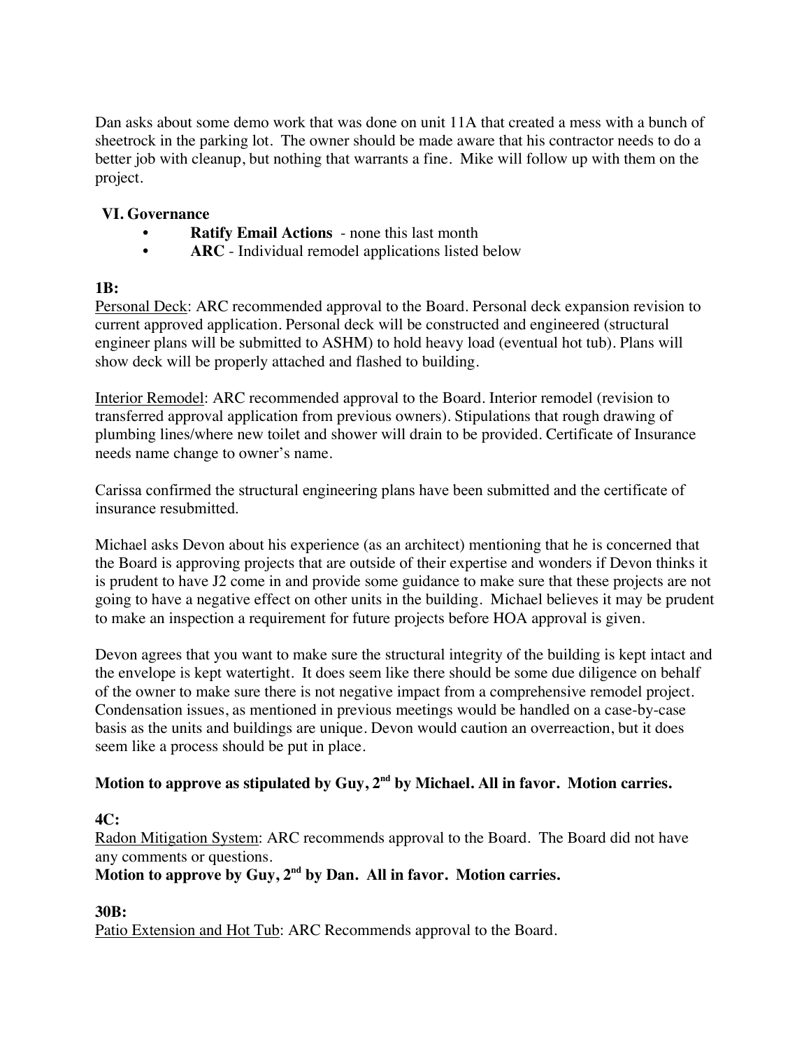Dan asks about some demo work that was done on unit 11A that created a mess with a bunch of sheetrock in the parking lot. The owner should be made aware that his contractor needs to do a better job with cleanup, but nothing that warrants a fine. Mike will follow up with them on the project.

## VI. Governance

- **Ratify Email Actions** - none this last month
- **ARC** - Individual remodel applications listed below

**1B:**

Personal Deck: ARC recommended approval to the Board. Personal deck expansion revision to current approved application. Personal deck will be constructed and engineered (structural engineer plans will be submitted to ASHM) to hold heavy load (eventual hot tub). Plans will show deck will be properly attached and flashed to building.

Interior Remodel: ARC recommended approval to the Board. Interior remodel (revision to transferred approval application from previous owners). Stipulations that rough drawing of plumbing lines/where new toilet and shower will drain to be provided. Certificate of Insurance needs name change to owner's name.

Carissa confirmed the structural engineering plans have been submitted and the certificate of insurance resubmitted.

Michael asks Devon about his experience (as an architect) mentioning that he is concerned that the Board is approving projects that are outside of their expertise and wonders if Devon thinks it is prudent to have J2 come in and provide some guidance to make sure that these projects are not going to have a negative effect on other units in the building. Michael believes it may be prudent to make an inspection a requirement for future projects before HOA approval is given.

Devon agrees that you want to make sure the structural integrity of the building is kept intact and the envelope is kept watertight. It does seem like there should be some due diligence on behalf of the owner to make sure there is not negative impact from a comprehensive remodel project. Condensation issues, as mentioned in previous meetings would be handled on a case-by-case basis as the units and buildings are unique. Devon would caution an overreaction, but it does seem like a process should be put in place.

**Motion to approve as stipulated by Guy, 2nd by Michael. All in favor. Motion carries.**

**4C:**

Radon Mitigation System: ARC recommends approval to the Board. The Board did not have any comments or questions.

**Motion to approve by Guy, 2nd by Dan. All in favor. Motion carries.**

**30B:**

Patio Extension and Hot Tub: ARC Recommends approval to the Board.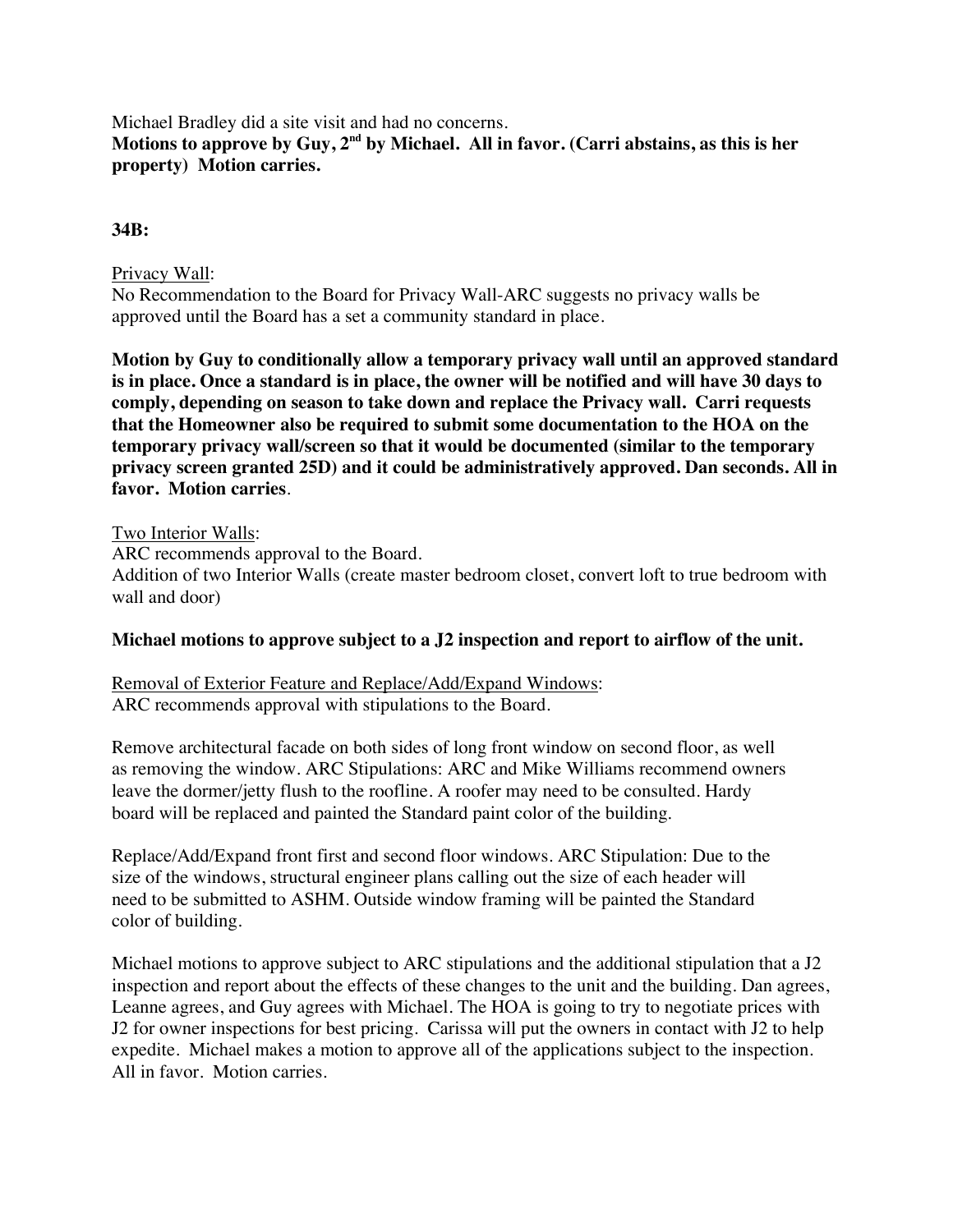Michael Bradley did a site visit and had no concerns.

**Motions to approve by Guy, 2nd by Michael. All in favor. (Carri abstains, as this is her property) Motion carries.**

**34B:**

Privacy Wall:

No Recommendation to the Board for Privacy Wall-ARC suggests no privacy walls be approved until the Board has a set a community standard in place.

**Motion by Guy to conditionally allow a temporary privacy wall until an approved standard is in place. Once a standard is in place, the owner will be notified and will have 30 days to comply, depending on season to take down and replace the Privacy wall. Carri requests that the Homeowner also be required to submit some documentation to the HOA on the temporary privacy wall/screen so that it would be documented (similar to the temporary privacy screen granted 25D) and it could be administratively approved. Dan seconds. All in favor. Motion carries**.

Two Interior Walls:

ARC recommends approval to the Board.

Addition of two Interior Walls (create master bedroom closet, convert loft to true bedroom with wall and door)

**Michael motions to approve subject to a J2 inspection and report to airflow of the unit.**

Removal of Exterior Feature and Replace/Add/Expand Windows:

ARC recommends approval with stipulations to the Board.

Remove architectural facade on both sides of long front window on second floor, as well as removing the window. ARC Stipulations: ARC and Mike Williams recommend owners leave the dormer/jetty flush to the roofline. A roofer may need to be consulted. Hardy board will be replaced and painted the Standard paint color of the building.

Replace/Add/Expand front first and second floor windows. ARC Stipulation: Due to the size of the windows, structural engineer plans calling out the size of each header will need to be submitted to ASHM. Outside window framing will be painted the Standard color of building.

Michael motions to approve subject to ARC stipulations and the additional stipulation that a J2 inspection and report about the effects of these changes to the unit and the building. Dan agrees, Leanne agrees, and Guy agrees with Michael. The HOA is going to try to negotiate prices with J2 for owner inspections for best pricing. Carissa will put the owners in contact with J2 to help expedite. Michael makes a motion to approve all of the applications subject to the inspection. All in favor. Motion carries.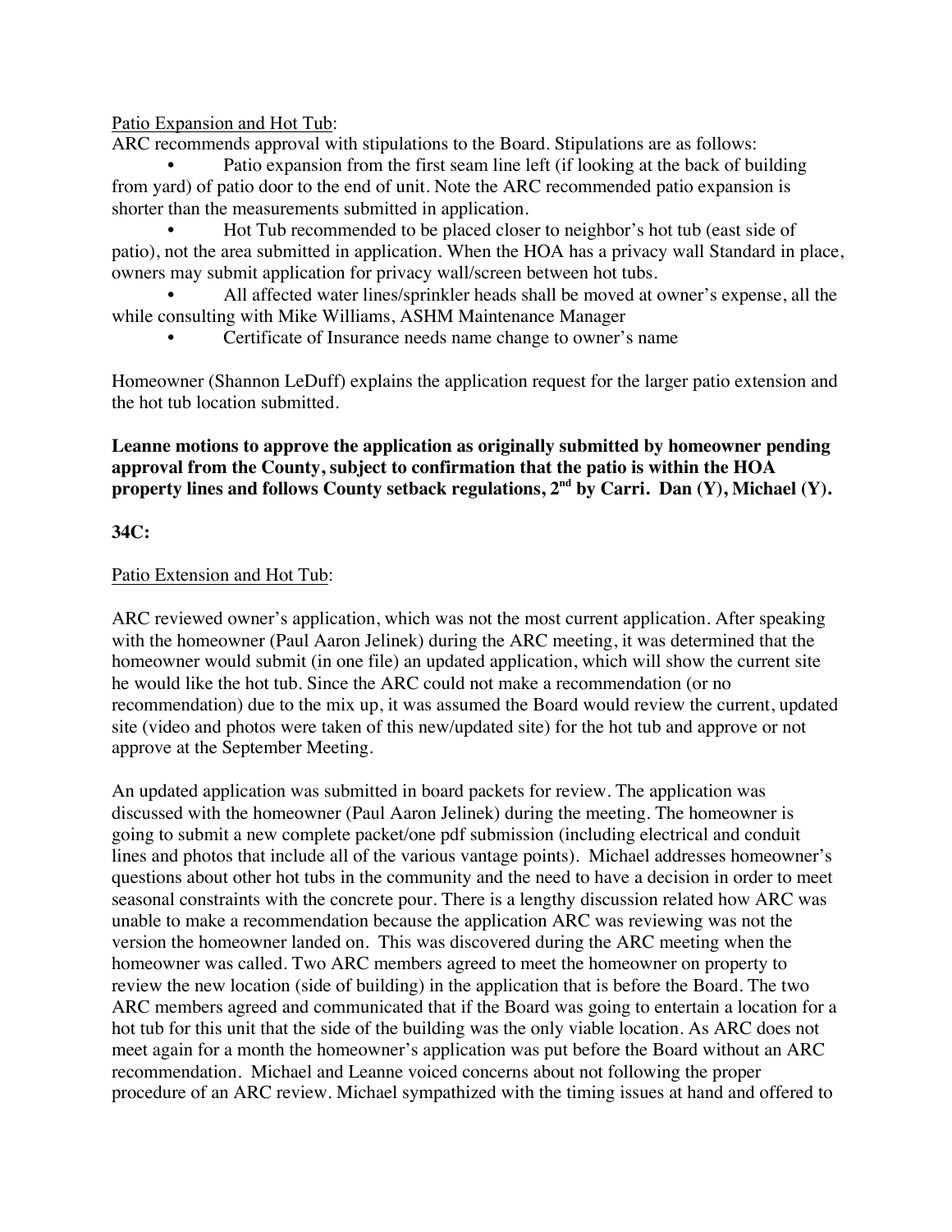Patio Expansion and Hot Tub:

ARC recommends approval with stipulations to the Board. Stipulations are as follows:

- Patio expansion from the first seam line left (if looking at the back of building from yard) of patio door to the end of unit. Note the ARC recommended patio expansion is shorter than the measurements submitted in application.
- Hot Tub recommended to be placed closer to neighbor's hot tub (east side of patio), not the area submitted in application. When the HOA has a privacy wall Standard in place, owners may submit application for privacy wall/screen between hot tubs.
- All affected water lines/sprinkler heads shall be moved at owner's expense, all the while consulting with Mike Williams, ASHM Maintenance Manager
- Certificate of Insurance needs name change to owner's name

Homeowner (Shannon LeDuff) explains the application request for the larger patio extension and the hot tub location submitted.

**Leanne motions to approve the application as originally submitted by homeowner pending approval from the County, subject to confirmation that the patio is within the HOA property lines and follows County setback regulations, 2nd by Carri. Dan (Y), Michael (Y).**

**34C:**

Patio Extension and Hot Tub:

ARC reviewed owner's application, which was not the most current application. After speaking with the homeowner (Paul Aaron Jelinek) during the ARC meeting, it was determined that the homeowner would submit (in one file) an updated application, which will show the current site he would like the hot tub. Since the ARC could not make a recommendation (or no recommendation) due to the mix up, it was assumed the Board would review the current, updated site (video and photos were taken of this new/updated site) for the hot tub and approve or not approve at the September Meeting.

An updated application was submitted in board packets for review. The application was discussed with the homeowner (Paul Aaron Jelinek) during the meeting. The homeowner is going to submit a new complete packet/one pdf submission (including electrical and conduit lines and photos that include all of the various vantage points). Michael addresses homeowner's questions about other hot tubs in the community and the need to have a decision in order to meet seasonal constraints with the concrete pour. There is a lengthy discussion related how ARC was unable to make a recommendation because the application ARC was reviewing was not the version the homeowner landed on. This was discovered during the ARC meeting when the homeowner was called. Two ARC members agreed to meet the homeowner on property to review the new location (side of building) in the application that is before the Board. The two ARC members agreed and communicated that if the Board was going to entertain a location for a hot tub for this unit that the side of the building was the only viable location. As ARC does not meet again for a month the homeowner's application was put before the Board without an ARC recommendation. Michael and Leanne voiced concerns about not following the proper procedure of an ARC review. Michael sympathized with the timing issues at hand and offered to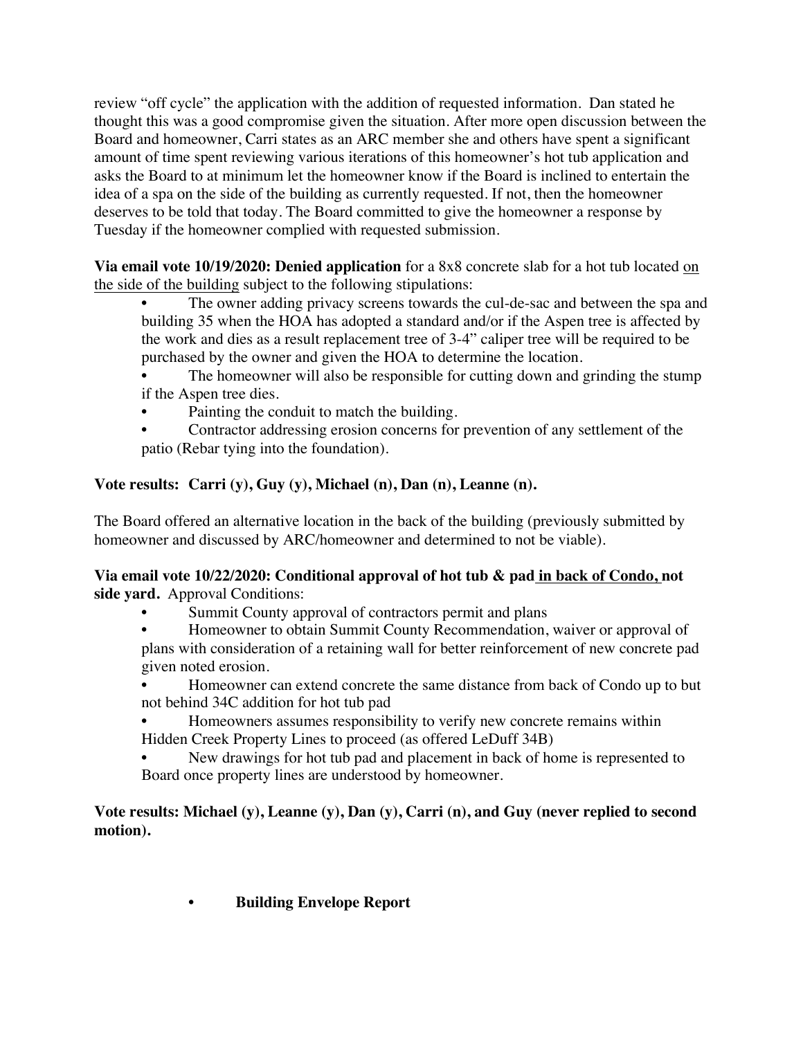review "off cycle" the application with the addition of requested information. Dan stated he thought this was a good compromise given the situation. After more open discussion between the Board and homeowner, Carri states as an ARC member she and others have spent a significant amount of time spent reviewing various iterations of this homeowner's hot tub application and asks the Board to at minimum let the homeowner know if the Board is inclined to entertain the idea of a spa on the side of the building as currently requested. If not, then the homeowner deserves to be told that today. The Board committed to give the homeowner a response by Tuesday if the homeowner complied with requested submission.

**Via email vote 10/19/2020: Denied application** for a 8x8 concrete slab for a hot tub located <u>on the side of the building</u> subject to the following stipulations:

- The owner adding privacy screens towards the cul-de-sac and between the spa and building 35 when the HOA has adopted a standard and/or if the Aspen tree is affected by the work and dies as a result replacement tree of 3-4" caliper tree will be required to be purchased by the owner and given the HOA to determine the location.
- The homeowner will also be responsible for cutting down and grinding the stump if the Aspen tree dies.
- Painting the conduit to match the building.
- Contractor addressing erosion concerns for prevention of any settlement of the patio (Rebar tying into the foundation).

**Vote results: Carri (y), Guy (y), Michael (n), Dan (n), Leanne (n).**

The Board offered an alternative location in the back of the building (previously submitted by homeowner and discussed by ARC/homeowner and determined to not be viable).

**Via email vote 10/22/2020: Conditional approval of hot tub & pad <u>in back of Condo,</u> not side yard.** Approval Conditions:

- Summit County approval of contractors permit and plans
- Homeowner to obtain Summit County Recommendation, waiver or approval of plans with consideration of a retaining wall for better reinforcement of new concrete pad given noted erosion.
- Homeowner can extend concrete the same distance from back of Condo up to but not behind 34C addition for hot tub pad
- Homeowners assumes responsibility to verify new concrete remains within Hidden Creek Property Lines to proceed (as offered LeDuff 34B)
- New drawings for hot tub pad and placement in back of home is represented to Board once property lines are understood by homeowner.

**Vote results: Michael (y), Leanne (y), Dan (y), Carri (n), and Guy (never replied to second motion).**

- **Building Envelope Report**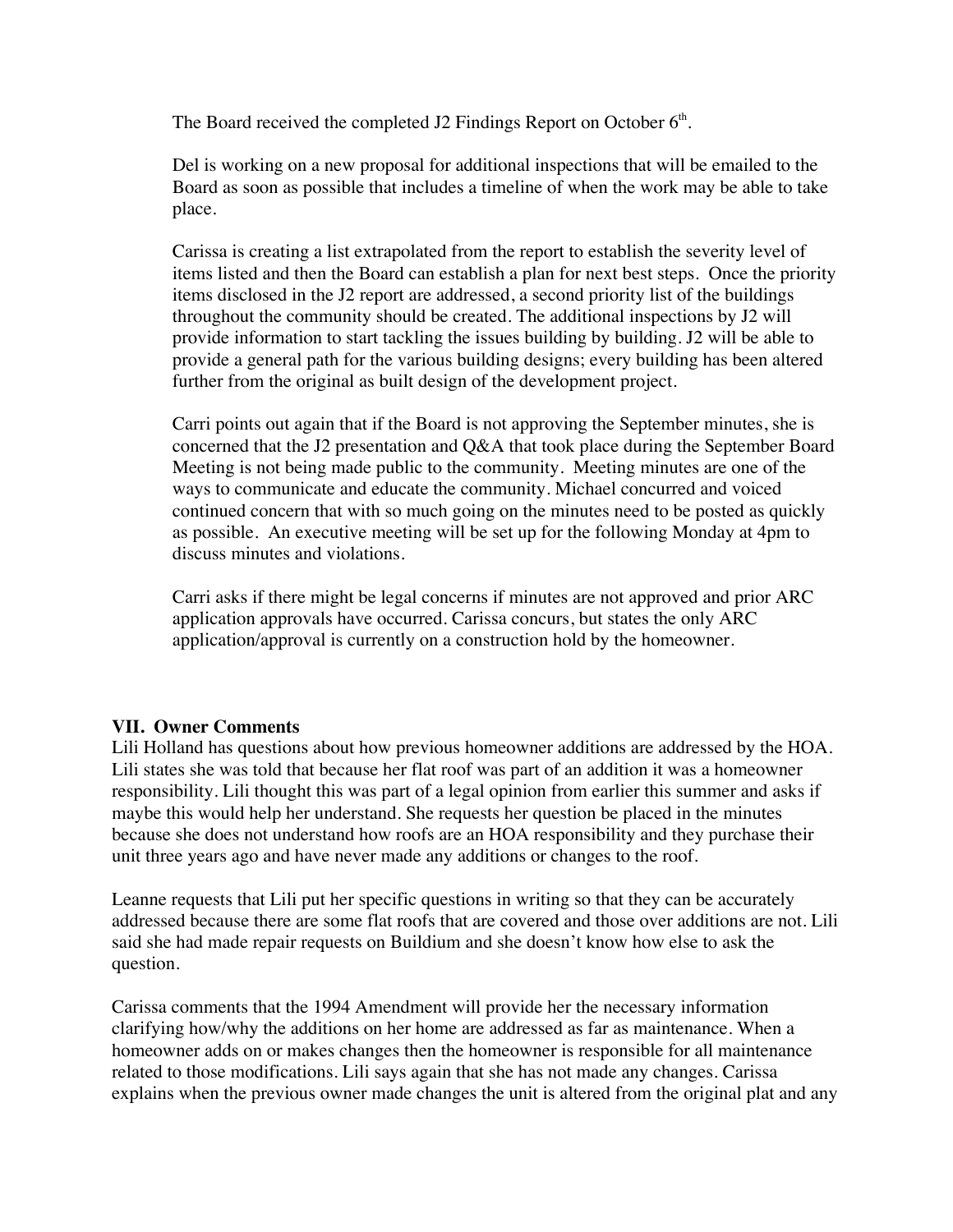The Board received the completed J2 Findings Report on October 6th.

Del is working on a new proposal for additional inspections that will be emailed to the Board as soon as possible that includes a timeline of when the work may be able to take place.

Carissa is creating a list extrapolated from the report to establish the severity level of items listed and then the Board can establish a plan for next best steps. Once the priority items disclosed in the J2 report are addressed, a second priority list of the buildings throughout the community should be created. The additional inspections by J2 will provide information to start tackling the issues building by building. J2 will be able to provide a general path for the various building designs; every building has been altered further from the original as built design of the development project.

Carri points out again that if the Board is not approving the September minutes, she is concerned that the J2 presentation and Q&A that took place during the September Board Meeting is not being made public to the community. Meeting minutes are one of the ways to communicate and educate the community. Michael concurred and voiced continued concern that with so much going on the minutes need to be posted as quickly as possible. An executive meeting will be set up for the following Monday at 4pm to discuss minutes and violations.

Carri asks if there might be legal concerns if minutes are not approved and prior ARC application approvals have occurred. Carissa concurs, but states the only ARC application/approval is currently on a construction hold by the homeowner.

**VII. Owner Comments**

Lili Holland has questions about how previous homeowner additions are addressed by the HOA. Lili states she was told that because her flat roof was part of an addition it was a homeowner responsibility. Lili thought this was part of a legal opinion from earlier this summer and asks if maybe this would help her understand. She requests her question be placed in the minutes because she does not understand how roofs are an HOA responsibility and they purchase their unit three years ago and have never made any additions or changes to the roof.

Leanne requests that Lili put her specific questions in writing so that they can be accurately addressed because there are some flat roofs that are covered and those over additions are not. Lili said she had made repair requests on Buildium and she doesn't know how else to ask the question.

Carissa comments that the 1994 Amendment will provide her the necessary information clarifying how/why the additions on her home are addressed as far as maintenance. When a homeowner adds on or makes changes then the homeowner is responsible for all maintenance related to those modifications. Lili says again that she has not made any changes. Carissa explains when the previous owner made changes the unit is altered from the original plat and any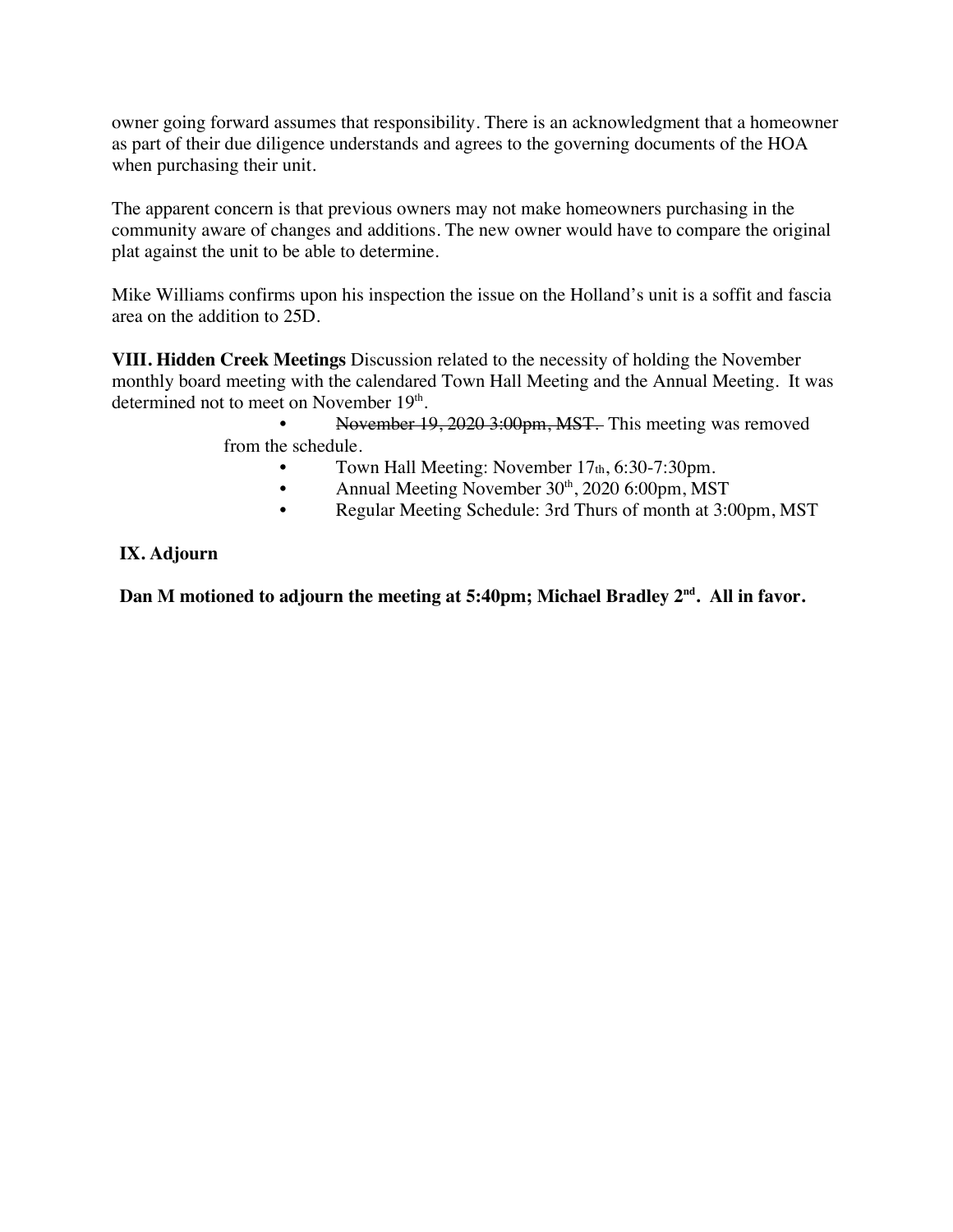owner going forward assumes that responsibility. There is an acknowledgment that a homeowner as part of their due diligence understands and agrees to the governing documents of the HOA when purchasing their unit.

The apparent concern is that previous owners may not make homeowners purchasing in the community aware of changes and additions. The new owner would have to compare the original plat against the unit to be able to determine.

Mike Williams confirms upon his inspection the issue on the Holland's unit is a soffit and fascia area on the addition to 25D.

**VIII. Hidden Creek Meetings** Discussion related to the necessity of holding the November monthly board meeting with the calendared Town Hall Meeting and the Annual Meeting. It was determined not to meet on November 19th.

- ~~November 19, 2020 3:00pm, MST.~~ This meeting was removed from the schedule.
- Town Hall Meeting: November 17th, 6:30-7:30pm.
- Annual Meeting November 30th, 2020 6:00pm, MST
- Regular Meeting Schedule: 3rd Thurs of month at 3:00pm, MST

**IX. Adjourn**

**Dan M motioned to adjourn the meeting at 5:40pm; Michael Bradley 2nd. All in favor.**